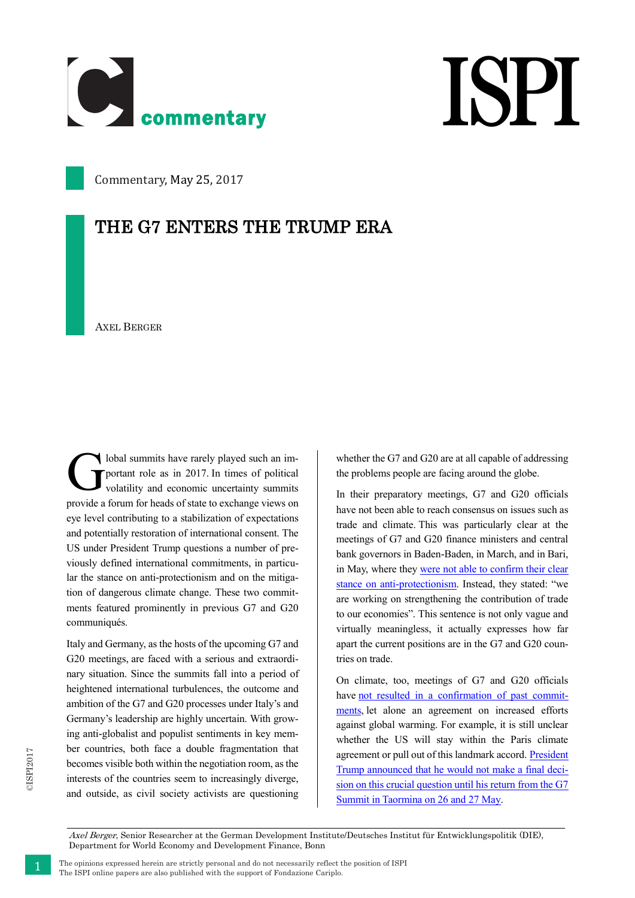Commentary, May 25, 2017

# THE G7 ENTERS THE TRUMP ERA

AXEL BERGER

Global summits have rarely played such an important role as in 2017. In times of political volatility and economic uncertainty summits provide a forum for heads of state to exchange views on eye level contributing to a stabilization of expectations and potentially restoration of international consent. The US under President Trump questions a number of previously defined international commitments, in particular the stance on anti-protectionism and on the mitigation of dangerous climate change. These two commitments featured prominently in previous G7 and G20 communiqués.

Italy and Germany, as the hosts of the upcoming G7 and G20 meetings, are faced with a serious and extraordinary situation. Since the summits fall into a period of heightened international turbulences, the outcome and ambition of the G7 and G20 processes under Italy's and Germany's leadership are highly uncertain. With growing anti-globalist and populist sentiments in key member countries, both face a double fragmentation that becomes visible both within the negotiation room, as the interests of the countries seem to increasingly diverge, and outside, as civil society activists are questioning whether the G7 and G20 are at all capable of addressing the problems people are facing around the globe.

In their preparatory meetings, G7 and G20 officials have not been able to reach consensus on issues such as trade and climate. This was particularly clear at the meetings of G7 and G20 finance ministers and central bank governors in Baden-Baden, in March, and in Bari, in May, where they were not able to confirm their clear stance on anti-protectionism. Instead, they stated: "we are working on strengthening the contribution of trade to our economies". This sentence is not only vague and virtually meaningless, it actually expresses how far apart the current positions are in the G7 and G20 countries on trade.

On climate, too, meetings of G7 and G20 officials have not resulted in a confirmation of past commitments, let alone an agreement on increased efforts against global warming. For example, it is still unclear whether the US will stay within the Paris climate agreement or pull out of this landmark accord. President Trump announced that he would not make a final decision on this crucial question until his return from the G7 Summit in Taormina on 26 and 27 May.

*Axel Berger*, Senior Researcher at the German Development Institute/Deutsches Institut für Entwicklungspolitik (DIE), Department for World Economy and Development Finance, Bonn

The opinions expressed herein are strictly personal and do not necessarily reflect the position of ISPI
The ISPI online papers are also published with the support of Fondazione Cariplo.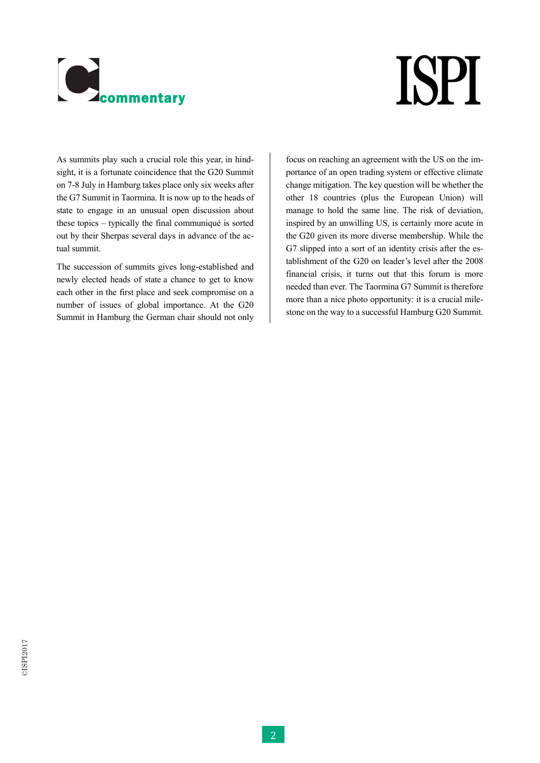As summits play such a crucial role this year, in hindsight, it is a fortunate coincidence that the G20 Summit on 7-8 July in Hamburg takes place only six weeks after the G7 Summit in Taormina. It is now up to the heads of state to engage in an unusual open discussion about these topics – typically the final communiqué is sorted out by their Sherpas several days in advance of the actual summit.

The succession of summits gives long-established and newly elected heads of state a chance to get to know each other in the first place and seek compromise on a number of issues of global importance. At the G20 Summit in Hamburg the German chair should not only focus on reaching an agreement with the US on the importance of an open trading system or effective climate change mitigation. The key question will be whether the other 18 countries (plus the European Union) will manage to hold the same line. The risk of deviation, inspired by an unwilling US, is certainly more acute in the G20 given its more diverse membership. While the G7 slipped into a sort of an identity crisis after the establishment of the G20 on leader's level after the 2008 financial crisis, it turns out that this forum is more needed than ever. The Taormina G7 Summit is therefore more than a nice photo opportunity: it is a crucial milestone on the way to a successful Hamburg G20 Summit.